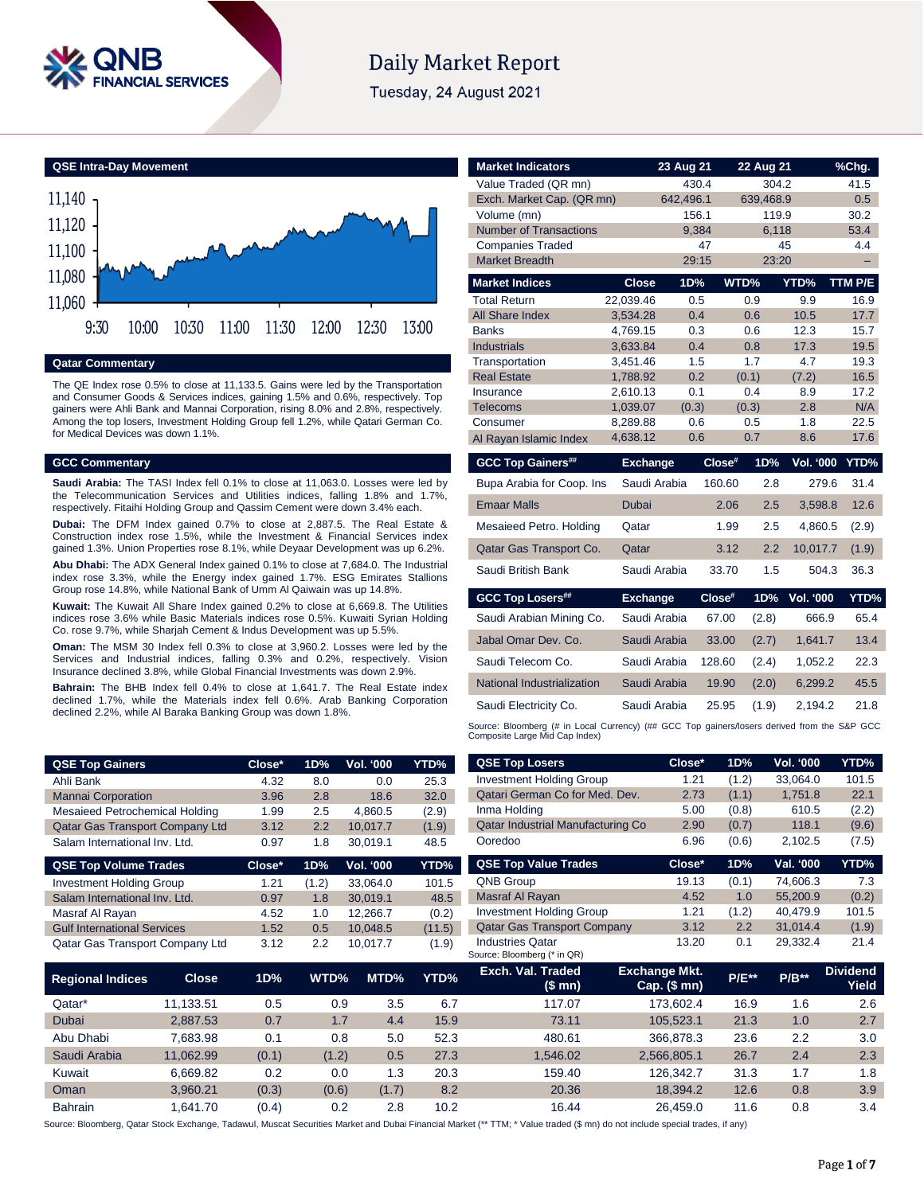# Daily Market Report

Tuesday, 24 August 2021

## QSE Intra-Day Movement

## Qatar Commentary

The QE Index rose 0.5% to close at 11,133.5. Gains were led by the Transportation and Consumer Goods & Services indices, gaining 1.5% and 0.6%, respectively. Top gainers were Ahli Bank and Mannai Corporation, rising 8.0% and 2.8%, respectively. Among the top losers, Investment Holding Group fell 1.2%, while Qatari German Co. for Medical Devices was down 1.1%.

## GCC Commentary

**Saudi Arabia:** The TASI Index fell 0.1% to close at 11,063.0. Losses were led by the Telecommunication Services and Utilities indices, falling 1.8% and 1.7%, respectively. Fitaihi Holding Group and Qassim Cement were down 3.4% each.

**Dubai:** The DFM Index gained 0.7% to close at 2,887.5. The Real Estate & Construction index rose 1.5%, while the Investment & Financial Services index gained 1.3%. Union Properties rose 8.1%, while Deyaar Development was up 6.2%.

**Abu Dhabi:** The ADX General Index gained 0.1% to close at 7,684.0. The Industrial index rose 3.3%, while the Energy index gained 1.7%. ESG Emirates Stallions Group rose 14.8%, while National Bank of Umm Al Qaiwain was up 14.8%.

**Kuwait:** The Kuwait All Share Index gained 0.2% to close at 6,669.8. The Utilities indices rose 3.6% while Basic Materials indices rose 0.5%. Kuwaiti Syrian Holding Co. rose 9.7%, while Sharjah Cement & Indus Development was up 5.5%.

**Oman:** The MSM 30 Index fell 0.3% to close at 3,960.2. Losses were led by the Services and Industrial indices, falling 0.3% and 0.2%, respectively. Vision Insurance declined 3.8%, while Global Financial Investments was down 2.9%.

**Bahrain:** The BHB Index fell 0.4% to close at 1,641.7. The Real Estate index declined 1.7%, while the Materials index fell 0.6%. Arab Banking Corporation declined 2.2%, while Al Baraka Banking Group was down 1.8%.

| Market Indicators | 23 Aug 21 | 22 Aug 21 | %Chg. |
|---|---|---|---|
| Value Traded (QR mn) | 430.4 | 304.2 | 41.5 |
| Exch. Market Cap. (QR mn) | 642,496.1 | 639,468.9 | 0.5 |
| Volume (mn) | 156.1 | 119.9 | 30.2 |
| Number of Transactions | 9,384 | 6,118 | 53.4 |
| Companies Traded | 47 | 45 | 4.4 |
| Market Breadth | 29:15 | 23:20 | – |

| Market Indices | Close | 1D% | WTD% | YTD% | TTM P/E |
|---|---|---|---|---|---|
| Total Return | 22,039.46 | 0.5 | 0.9 | 9.9 | 16.9 |
| All Share Index | 3,534.28 | 0.4 | 0.6 | 10.5 | 17.7 |
| Banks | 4,769.15 | 0.3 | 0.6 | 12.3 | 15.7 |
| Industrials | 3,633.84 | 0.4 | 0.8 | 17.3 | 19.5 |
| Transportation | 3,451.46 | 1.5 | 1.7 | 4.7 | 19.3 |
| Real Estate | 1,788.92 | 0.2 | (0.1) | (7.2) | 16.5 |
| Insurance | 2,610.13 | 0.1 | 0.4 | 8.9 | 17.2 |
| Telecoms | 1,039.07 | (0.3) | (0.3) | 2.8 | N/A |
| Consumer | 8,289.88 | 0.6 | 0.5 | 1.8 | 22.5 |
| Al Rayan Islamic Index | 4,638.12 | 0.6 | 0.7 | 8.6 | 17.6 |

| GCC Top Gainers## | Exchange | Close# | 1D% | Vol. '000 | YTD% |
|---|---|---|---|---|---|
| Bupa Arabia for Coop. Ins | Saudi Arabia | 160.60 | 2.8 | 279.6 | 31.4 |
| Emaar Malls | Dubai | 2.06 | 2.5 | 3,598.8 | 12.6 |
| Mesaieed Petro. Holding | Qatar | 1.99 | 2.5 | 4,860.5 | (2.9) |
| Qatar Gas Transport Co. | Qatar | 3.12 | 2.2 | 10,017.7 | (1.9) |
| Saudi British Bank | Saudi Arabia | 33.70 | 1.5 | 504.3 | 36.3 |

| GCC Top Losers## | Exchange | Close# | 1D% | Vol. '000 | YTD% |
|---|---|---|---|---|---|
| Saudi Arabian Mining Co. | Saudi Arabia | 67.00 | (2.8) | 666.9 | 65.4 |
| Jabal Omar Dev. Co. | Saudi Arabia | 33.00 | (2.7) | 1,641.7 | 13.4 |
| Saudi Telecom Co. | Saudi Arabia | 128.60 | (2.4) | 1,052.2 | 22.3 |
| National Industrialization | Saudi Arabia | 19.90 | (2.0) | 6,299.2 | 45.5 |
| Saudi Electricity Co. | Saudi Arabia | 25.95 | (1.9) | 2,194.2 | 21.8 |

Source: Bloomberg (# in Local Currency) (## GCC Top gainers/losers derived from the S&P GCC Composite Large Mid Cap Index)

| QSE Top Gainers | Close* | 1D% | Vol. '000 | YTD% |
|---|---|---|---|---|
| Ahli Bank | 4.32 | 8.0 | 0.0 | 25.3 |
| Mannai Corporation | 3.96 | 2.8 | 18.6 | 32.0 |
| Mesaieed Petrochemical Holding | 1.99 | 2.5 | 4,860.5 | (2.9) |
| Qatar Gas Transport Company Ltd | 3.12 | 2.2 | 10,017.7 | (1.9) |
| Salam International Inv. Ltd. | 0.97 | 1.8 | 30,019.1 | 48.5 |

| QSE Top Volume Trades | Close* | 1D% | Vol. '000 | YTD% |
|---|---|---|---|---|
| Investment Holding Group | 1.21 | (1.2) | 33,064.0 | 101.5 |
| Salam International Inv. Ltd. | 0.97 | 1.8 | 30,019.1 | 48.5 |
| Masraf Al Rayan | 4.52 | 1.0 | 12,266.7 | (0.2) |
| Gulf International Services | 1.52 | 0.5 | 10,048.5 | (11.5) |
| Qatar Gas Transport Company Ltd | 3.12 | 2.2 | 10,017.7 | (1.9) |

| QSE Top Losers | Close* | 1D% | Vol. '000 | YTD% |
|---|---|---|---|---|
| Investment Holding Group | 1.21 | (1.2) | 33,064.0 | 101.5 |
| Qatari German Co for Med. Dev. | 2.73 | (1.1) | 1,751.8 | 22.1 |
| Inma Holding | 5.00 | (0.8) | 610.5 | (2.2) |
| Qatar Industrial Manufacturing Co | 2.90 | (0.7) | 118.1 | (9.6) |
| Ooredoo | 6.96 | (0.6) | 2,102.5 | (7.5) |

| QSE Top Value Trades | Close* | 1D% | Val. '000 | YTD% |
|---|---|---|---|---|
| QNB Group | 19.13 | (0.1) | 74,606.3 | 7.3 |
| Masraf Al Rayan | 4.52 | 1.0 | 55,200.9 | (0.2) |
| Investment Holding Group | 1.21 | (1.2) | 40,479.9 | 101.5 |
| Qatar Gas Transport Company | 3.12 | 2.2 | 31,014.4 | (1.9) |
| Industries Qatar | 13.20 | 0.1 | 29,332.4 | 21.4 |

Source: Bloomberg (* in QR)

| Regional Indices | Close | 1D% | WTD% | MTD% | YTD% | Exch. Val. Traded ($ mn) | Exchange Mkt. Cap. ($ mn) | P/E** | P/B** | Dividend Yield |
|---|---|---|---|---|---|---|---|---|---|---|
| Qatar* | 11,133.51 | 0.5 | 0.9 | 3.5 | 6.7 | 117.07 | 173,602.4 | 16.9 | 1.6 | 2.6 |
| Dubai | 2,887.53 | 0.7 | 1.7 | 4.4 | 15.9 | 73.11 | 105,523.1 | 21.3 | 1.0 | 2.7 |
| Abu Dhabi | 7,683.98 | 0.1 | 0.8 | 5.0 | 52.3 | 480.61 | 366,878.3 | 23.6 | 2.2 | 3.0 |
| Saudi Arabia | 11,062.99 | (0.1) | (1.2) | 0.5 | 27.3 | 1,546.02 | 2,566,805.1 | 26.7 | 2.4 | 2.3 |
| Kuwait | 6,669.82 | 0.2 | 0.0 | 1.3 | 20.3 | 159.40 | 126,342.7 | 31.3 | 1.7 | 1.8 |
| Oman | 3,960.21 | (0.3) | (0.6) | (1.7) | 8.2 | 20.36 | 18,394.2 | 12.6 | 0.8 | 3.9 |
| Bahrain | 1,641.70 | (0.4) | 0.2 | 2.8 | 10.2 | 16.44 | 26,459.0 | 11.6 | 0.8 | 3.4 |

Source: Bloomberg, Qatar Stock Exchange, Tadawul, Muscat Securities Market and Dubai Financial Market (** TTM; * Value traded ($ mn) do not include special trades, if any)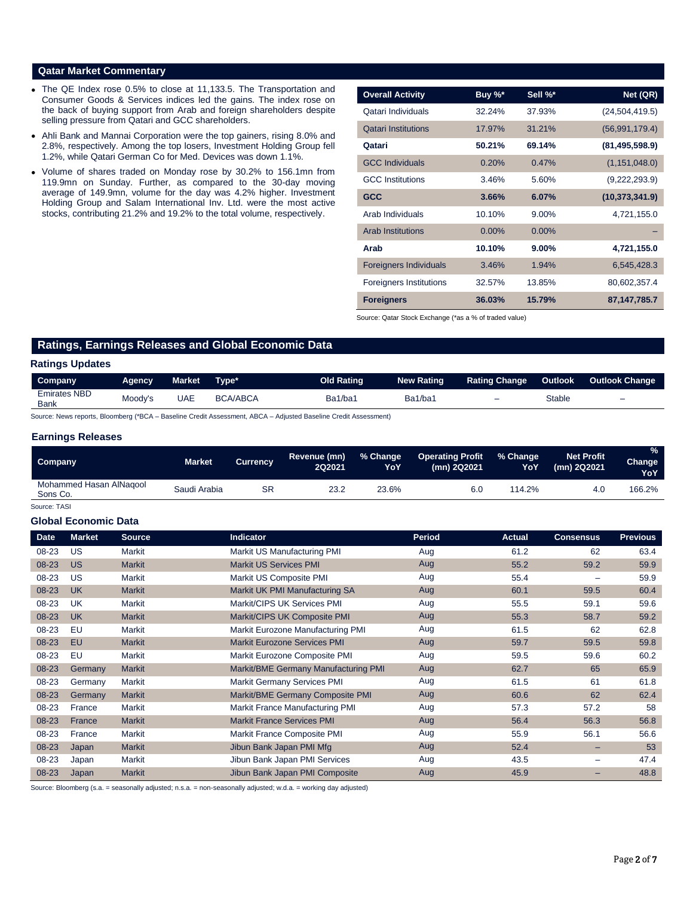## Qatar Market Commentary

- The QE Index rose 0.5% to close at 11,133.5. The Transportation and Consumer Goods & Services indices led the gains. The index rose on the back of buying support from Arab and foreign shareholders despite selling pressure from Qatari and GCC shareholders.
- Ahli Bank and Mannai Corporation were the top gainers, rising 8.0% and 2.8%, respectively. Among the top losers, Investment Holding Group fell 1.2%, while Qatari German Co for Med. Devices was down 1.1%.
- Volume of shares traded on Monday rose by 30.2% to 156.1mn from 119.9mn on Sunday. Further, as compared to the 30-day moving average of 149.9mn, volume for the day was 4.2% higher. Investment Holding Group and Salam International Inv. Ltd. were the most active stocks, contributing 21.2% and 19.2% to the total volume, respectively.

| Overall Activity | Buy %* | Sell %* | Net (QR) |
|---|---|---|---|
| Qatari Individuals | 32.24% | 37.93% | (24,504,419.5) |
| Qatari Institutions | 17.97% | 31.21% | (56,991,179.4) |
| **Qatari** | **50.21%** | **69.14%** | **(81,495,598.9)** |
| GCC Individuals | 0.20% | 0.47% | (1,151,048.0) |
| GCC Institutions | 3.46% | 5.60% | (9,222,293.9) |
| **GCC** | **3.66%** | **6.07%** | **(10,373,341.9)** |
| Arab Individuals | 10.10% | 9.00% | 4,721,155.0 |
| Arab Institutions | 0.00% | 0.00% | – |
| **Arab** | **10.10%** | **9.00%** | **4,721,155.0** |
| Foreigners Individuals | 3.46% | 1.94% | 6,545,428.3 |
| Foreigners Institutions | 32.57% | 13.85% | 80,602,357.4 |
| **Foreigners** | **36.03%** | **15.79%** | **87,147,785.7** |

Source: Qatar Stock Exchange (*as a % of traded value)

## Ratings, Earnings Releases and Global Economic Data

### Ratings Updates

| Company | Agency | Market | Type* | Old Rating | New Rating | Rating Change | Outlook | Outlook Change |
|---|---|---|---|---|---|---|---|---|
| Emirates NBD Bank | Moody's | UAE | BCA/ABCA | Ba1/ba1 | Ba1/ba1 | – | Stable | – |

Source: News reports, Bloomberg (*BCA – Baseline Credit Assessment, ABCA – Adjusted Baseline Credit Assessment)

### Earnings Releases

| Company | Market | Currency | Revenue (mn) 2Q2021 | % Change YoY | Operating Profit (mn) 2Q2021 | % Change YoY | Net Profit (mn) 2Q2021 | % Change YoY |
|---|---|---|---|---|---|---|---|---|
| Mohammed Hasan AlNaqool Sons Co. | Saudi Arabia | SR | 23.2 | 23.6% | 6.0 | 114.2% | 4.0 | 166.2% |

Source: TASI

### Global Economic Data

| Date | Market | Source | Indicator | Period | Actual | Consensus | Previous |
|---|---|---|---|---|---|---|---|
| 08-23 | US | Markit | Markit US Manufacturing PMI | Aug | 61.2 | 62 | 63.4 |
| 08-23 | US | Markit | Markit US Services PMI | Aug | 55.2 | 59.2 | 59.9 |
| 08-23 | US | Markit | Markit US Composite PMI | Aug | 55.4 | – | 59.9 |
| 08-23 | UK | Markit | Markit UK PMI Manufacturing SA | Aug | 60.1 | 59.5 | 60.4 |
| 08-23 | UK | Markit | Markit/CIPS UK Services PMI | Aug | 55.5 | 59.1 | 59.6 |
| 08-23 | UK | Markit | Markit/CIPS UK Composite PMI | Aug | 55.3 | 58.7 | 59.2 |
| 08-23 | EU | Markit | Markit Eurozone Manufacturing PMI | Aug | 61.5 | 62 | 62.8 |
| 08-23 | EU | Markit | Markit Eurozone Services PMI | Aug | 59.7 | 59.5 | 59.8 |
| 08-23 | EU | Markit | Markit Eurozone Composite PMI | Aug | 59.5 | 59.6 | 60.2 |
| 08-23 | Germany | Markit | Markit/BME Germany Manufacturing PMI | Aug | 62.7 | 65 | 65.9 |
| 08-23 | Germany | Markit | Markit Germany Services PMI | Aug | 61.5 | 61 | 61.8 |
| 08-23 | Germany | Markit | Markit/BME Germany Composite PMI | Aug | 60.6 | 62 | 62.4 |
| 08-23 | France | Markit | Markit France Manufacturing PMI | Aug | 57.3 | 57.2 | 58 |
| 08-23 | France | Markit | Markit France Services PMI | Aug | 56.4 | 56.3 | 56.8 |
| 08-23 | France | Markit | Markit France Composite PMI | Aug | 55.9 | 56.1 | 56.6 |
| 08-23 | Japan | Markit | Jibun Bank Japan PMI Mfg | Aug | 52.4 | – | 53 |
| 08-23 | Japan | Markit | Jibun Bank Japan PMI Services | Aug | 43.5 | – | 47.4 |
| 08-23 | Japan | Markit | Jibun Bank Japan PMI Composite | Aug | 45.9 | – | 48.8 |

Source: Bloomberg (s.a. = seasonally adjusted; n.s.a. = non-seasonally adjusted; w.d.a. = working day adjusted)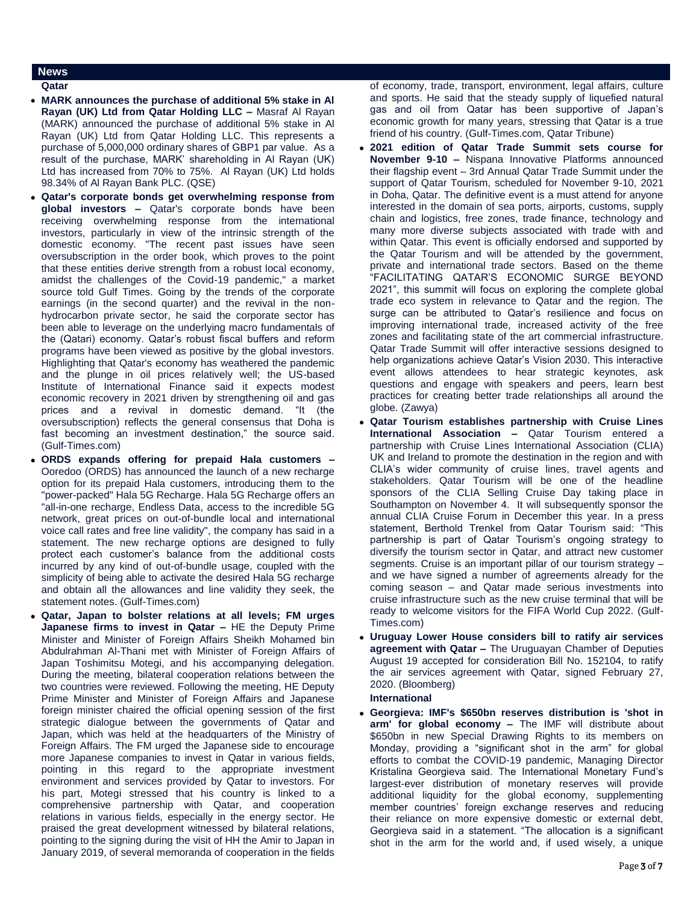## News

### Qatar

- **MARK announces the purchase of additional 5% stake in Al Rayan (UK) Ltd from Qatar Holding LLC –** Masraf Al Rayan (MARK) announced the purchase of additional 5% stake in Al Rayan (UK) Ltd from Qatar Holding LLC. This represents a purchase of 5,000,000 ordinary shares of GBP1 par value. As a result of the purchase, MARK' shareholding in Al Rayan (UK) Ltd has increased from 70% to 75%. Al Rayan (UK) Ltd holds 98.34% of Al Rayan Bank PLC. (QSE)
- **Qatar's corporate bonds get overwhelming response from global investors –** Qatar's corporate bonds have been receiving overwhelming response from the international investors, particularly in view of the intrinsic strength of the domestic economy. "The recent past issues have seen oversubscription in the order book, which proves to the point that these entities derive strength from a robust local economy, amidst the challenges of the Covid-19 pandemic," a market source told Gulf Times. Going by the trends of the corporate earnings (in the second quarter) and the revival in the non-hydrocarbon private sector, he said the corporate sector has been able to leverage on the underlying macro fundamentals of the (Qatari) economy. Qatar's robust fiscal buffers and reform programs have been viewed as positive by the global investors. Highlighting that Qatar's economy has weathered the pandemic and the plunge in oil prices relatively well; the US-based Institute of International Finance said it expects modest economic recovery in 2021 driven by strengthening oil and gas prices and a revival in domestic demand. "It (the oversubscription) reflects the general consensus that Doha is fast becoming an investment destination," the source said. (Gulf-Times.com)
- **ORDS expands offering for prepaid Hala customers –** Ooredoo (ORDS) has announced the launch of a new recharge option for its prepaid Hala customers, introducing them to the "power-packed" Hala 5G Recharge. Hala 5G Recharge offers an "all-in-one recharge, Endless Data, access to the incredible 5G network, great prices on out-of-bundle local and international voice call rates and free line validity", the company has said in a statement. The new recharge options are designed to fully protect each customer's balance from the additional costs incurred by any kind of out-of-bundle usage, coupled with the simplicity of being able to activate the desired Hala 5G recharge and obtain all the allowances and line validity they seek, the statement notes. (Gulf-Times.com)
- **Qatar, Japan to bolster relations at all levels; FM urges Japanese firms to invest in Qatar –** HE the Deputy Prime Minister and Minister of Foreign Affairs Sheikh Mohamed bin Abdulrahman Al-Thani met with Minister of Foreign Affairs of Japan Toshimitsu Motegi, and his accompanying delegation. During the meeting, bilateral cooperation relations between the two countries were reviewed. Following the meeting, HE Deputy Prime Minister and Minister of Foreign Affairs and Japanese foreign minister chaired the official opening session of the first strategic dialogue between the governments of Qatar and Japan, which was held at the headquarters of the Ministry of Foreign Affairs. The FM urged the Japanese side to encourage more Japanese companies to invest in Qatar in various fields, pointing in this regard to the appropriate investment environment and services provided by Qatar to investors. For his part, Motegi stressed that his country is linked to a comprehensive partnership with Qatar, and cooperation relations in various fields, especially in the energy sector. He praised the great development witnessed by bilateral relations, pointing to the signing during the visit of HH the Amir to Japan in January 2019, of several memoranda of cooperation in the fields of economy, trade, transport, environment, legal affairs, culture and sports. He said that the steady supply of liquefied natural gas and oil from Qatar has been supportive of Japan's economic growth for many years, stressing that Qatar is a true friend of his country. (Gulf-Times.com, Qatar Tribune)
- **2021 edition of Qatar Trade Summit sets course for November 9-10 –** Nispana Innovative Platforms announced their flagship event – 3rd Annual Qatar Trade Summit under the support of Qatar Tourism, scheduled for November 9-10, 2021 in Doha, Qatar. The definitive event is a must attend for anyone interested in the domain of sea ports, airports, customs, supply chain and logistics, free zones, trade finance, technology and many more diverse subjects associated with trade with and within Qatar. This event is officially endorsed and supported by the Qatar Tourism and will be attended by the government, private and international trade sectors. Based on the theme "FACILITATING QATAR'S ECONOMIC SURGE BEYOND 2021", this summit will focus on exploring the complete global trade eco system in relevance to Qatar and the region. The surge can be attributed to Qatar's resilience and focus on improving international trade, increased activity of the free zones and facilitating state of the art commercial infrastructure. Qatar Trade Summit will offer interactive sessions designed to help organizations achieve Qatar's Vision 2030. This interactive event allows attendees to hear strategic keynotes, ask questions and engage with speakers and peers, learn best practices for creating better trade relationships all around the globe. (Zawya)
- **Qatar Tourism establishes partnership with Cruise Lines International Association –** Qatar Tourism entered a partnership with Cruise Lines International Association (CLIA) UK and Ireland to promote the destination in the region and with CLIA's wider community of cruise lines, travel agents and stakeholders. Qatar Tourism will be one of the headline sponsors of the CLIA Selling Cruise Day taking place in Southampton on November 4. It will subsequently sponsor the annual CLIA Cruise Forum in December this year. In a press statement, Berthold Trenkel from Qatar Tourism said: "This partnership is part of Qatar Tourism's ongoing strategy to diversify the tourism sector in Qatar, and attract new customer segments. Cruise is an important pillar of our tourism strategy – and we have signed a number of agreements already for the coming season – and Qatar made serious investments into cruise infrastructure such as the new cruise terminal that will be ready to welcome visitors for the FIFA World Cup 2022. (Gulf-Times.com)
- **Uruguay Lower House considers bill to ratify air services agreement with Qatar –** The Uruguayan Chamber of Deputies August 19 accepted for consideration Bill No. 152104, to ratify the air services agreement with Qatar, signed February 27, 2020. (Bloomberg)

### International

- **Georgieva: IMF's $650bn reserves distribution is 'shot in arm' for global economy –** The IMF will distribute about $650bn in new Special Drawing Rights to its members on Monday, providing a "significant shot in the arm" for global efforts to combat the COVID-19 pandemic, Managing Director Kristalina Georgieva said. The International Monetary Fund's largest-ever distribution of monetary reserves will provide additional liquidity for the global economy, supplementing member countries' foreign exchange reserves and reducing their reliance on more expensive domestic or external debt, Georgieva said in a statement. "The allocation is a significant shot in the arm for the world and, if used wisely, a unique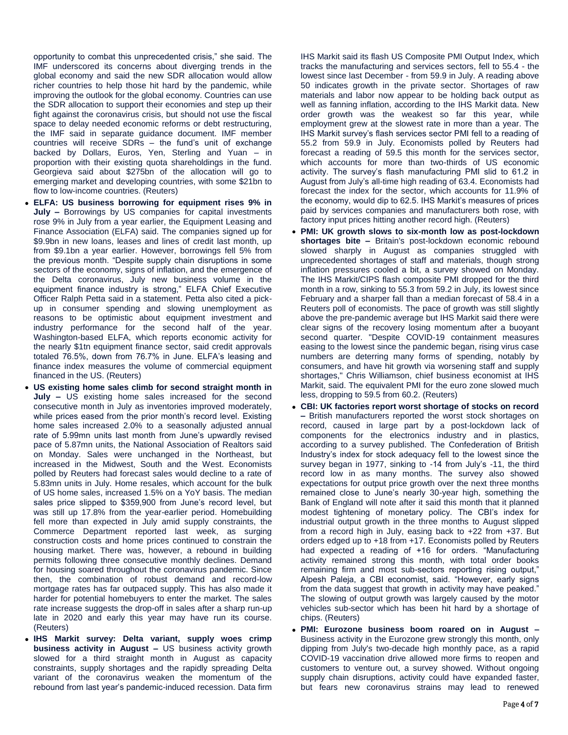opportunity to combat this unprecedented crisis," she said. The IMF underscored its concerns about diverging trends in the global economy and said the new SDR allocation would allow richer countries to help those hit hard by the pandemic, while improving the outlook for the global economy. Countries can use the SDR allocation to support their economies and step up their fight against the coronavirus crisis, but should not use the fiscal space to delay needed economic reforms or debt restructuring, the IMF said in separate guidance document. IMF member countries will receive SDRs – the fund's unit of exchange backed by Dollars, Euros, Yen, Sterling and Yuan – in proportion with their existing quota shareholdings in the fund. Georgieva said about $275bn of the allocation will go to emerging market and developing countries, with some $21bn to flow to low-income countries. (Reuters)

- **ELFA: US business borrowing for equipment rises 9% in July –** Borrowings by US companies for capital investments rose 9% in July from a year earlier, the Equipment Leasing and Finance Association (ELFA) said. The companies signed up for $9.9bn in new loans, leases and lines of credit last month, up from $9.1bn a year earlier. However, borrowings fell 5% from the previous month. "Despite supply chain disruptions in some sectors of the economy, signs of inflation, and the emergence of the Delta coronavirus, July new business volume in the equipment finance industry is strong," ELFA Chief Executive Officer Ralph Petta said in a statement. Petta also cited a pick-up in consumer spending and slowing unemployment as reasons to be optimistic about equipment investment and industry performance for the second half of the year. Washington-based ELFA, which reports economic activity for the nearly $1tn equipment finance sector, said credit approvals totaled 76.5%, down from 76.7% in June. ELFA's leasing and finance index measures the volume of commercial equipment financed in the US. (Reuters)
- **US existing home sales climb for second straight month in July –** US existing home sales increased for the second consecutive month in July as inventories improved moderately, while prices eased from the prior month's record level. Existing home sales increased 2.0% to a seasonally adjusted annual rate of 5.99mn units last month from June's upwardly revised pace of 5.87mn units, the National Association of Realtors said on Monday. Sales were unchanged in the Northeast, but increased in the Midwest, South and the West. Economists polled by Reuters had forecast sales would decline to a rate of 5.83mn units in July. Home resales, which account for the bulk of US home sales, increased 1.5% on a YoY basis. The median sales price slipped to $359,900 from June's record level, but was still up 17.8% from the year-earlier period. Homebuilding fell more than expected in July amid supply constraints, the Commerce Department reported last week, as surging construction costs and home prices continued to constrain the housing market. There was, however, a rebound in building permits following three consecutive monthly declines. Demand for housing soared throughout the coronavirus pandemic. Since then, the combination of robust demand and record-low mortgage rates has far outpaced supply. This has also made it harder for potential homebuyers to enter the market. The sales rate increase suggests the drop-off in sales after a sharp run-up late in 2020 and early this year may have run its course. (Reuters)
- **IHS Markit survey: Delta variant, supply woes crimp business activity in August –** US business activity growth slowed for a third straight month in August as capacity constraints, supply shortages and the rapidly spreading Delta variant of the coronavirus weaken the momentum of the rebound from last year's pandemic-induced recession. Data firm IHS Markit said its flash US Composite PMI Output Index, which tracks the manufacturing and services sectors, fell to 55.4 - the lowest since last December - from 59.9 in July. A reading above 50 indicates growth in the private sector. Shortages of raw materials and labor now appear to be holding back output as well as fanning inflation, according to the IHS Markit data. New order growth was the weakest so far this year, while employment grew at the slowest rate in more than a year. The IHS Markit survey's flash services sector PMI fell to a reading of 55.2 from 59.9 in July. Economists polled by Reuters had forecast a reading of 59.5 this month for the services sector, which accounts for more than two-thirds of US economic activity. The survey's flash manufacturing PMI slid to 61.2 in August from July's all-time high reading of 63.4. Economists had forecast the index for the sector, which accounts for 11.9% of the economy, would dip to 62.5. IHS Markit's measures of prices paid by services companies and manufacturers both rose, with factory input prices hitting another record high. (Reuters)
- **PMI: UK growth slows to six-month low as post-lockdown shortages bite –** Britain's post-lockdown economic rebound slowed sharply in August as companies struggled with unprecedented shortages of staff and materials, though strong inflation pressures cooled a bit, a survey showed on Monday. The IHS Markit/CIPS flash composite PMI dropped for the third month in a row, sinking to 55.3 from 59.2 in July, its lowest since February and a sharper fall than a median forecast of 58.4 in a Reuters poll of economists. The pace of growth was still slightly above the pre-pandemic average but IHS Markit said there were clear signs of the recovery losing momentum after a buoyant second quarter. "Despite COVID-19 containment measures easing to the lowest since the pandemic began, rising virus case numbers are deterring many forms of spending, notably by consumers, and have hit growth via worsening staff and supply shortages," Chris Williamson, chief business economist at IHS Markit, said. The equivalent PMI for the euro zone slowed much less, dropping to 59.5 from 60.2. (Reuters)
- **CBI: UK factories report worst shortage of stocks on record –** British manufacturers reported the worst stock shortages on record, caused in large part by a post-lockdown lack of components for the electronics industry and in plastics, according to a survey published. The Confederation of British Industry's index for stock adequacy fell to the lowest since the survey began in 1977, sinking to -14 from July's -11, the third record low in as many months. The survey also showed expectations for output price growth over the next three months remained close to June's nearly 30-year high, something the Bank of England will note after it said this month that it planned modest tightening of monetary policy. The CBI's index for industrial output growth in the three months to August slipped from a record high in July, easing back to +22 from +37. But orders edged up to +18 from +17. Economists polled by Reuters had expected a reading of +16 for orders. "Manufacturing activity remained strong this month, with total order books remaining firm and most sub-sectors reporting rising output," Alpesh Paleja, a CBI economist, said. "However, early signs from the data suggest that growth in activity may have peaked." The slowing of output growth was largely caused by the motor vehicles sub-sector which has been hit hard by a shortage of chips. (Reuters)
- **PMI: Eurozone business boom roared on in August –** Business activity in the Eurozone grew strongly this month, only dipping from July's two-decade high monthly pace, as a rapid COVID-19 vaccination drive allowed more firms to reopen and customers to venture out, a survey showed. Without ongoing supply chain disruptions, activity could have expanded faster, but fears new coronavirus strains may lead to renewed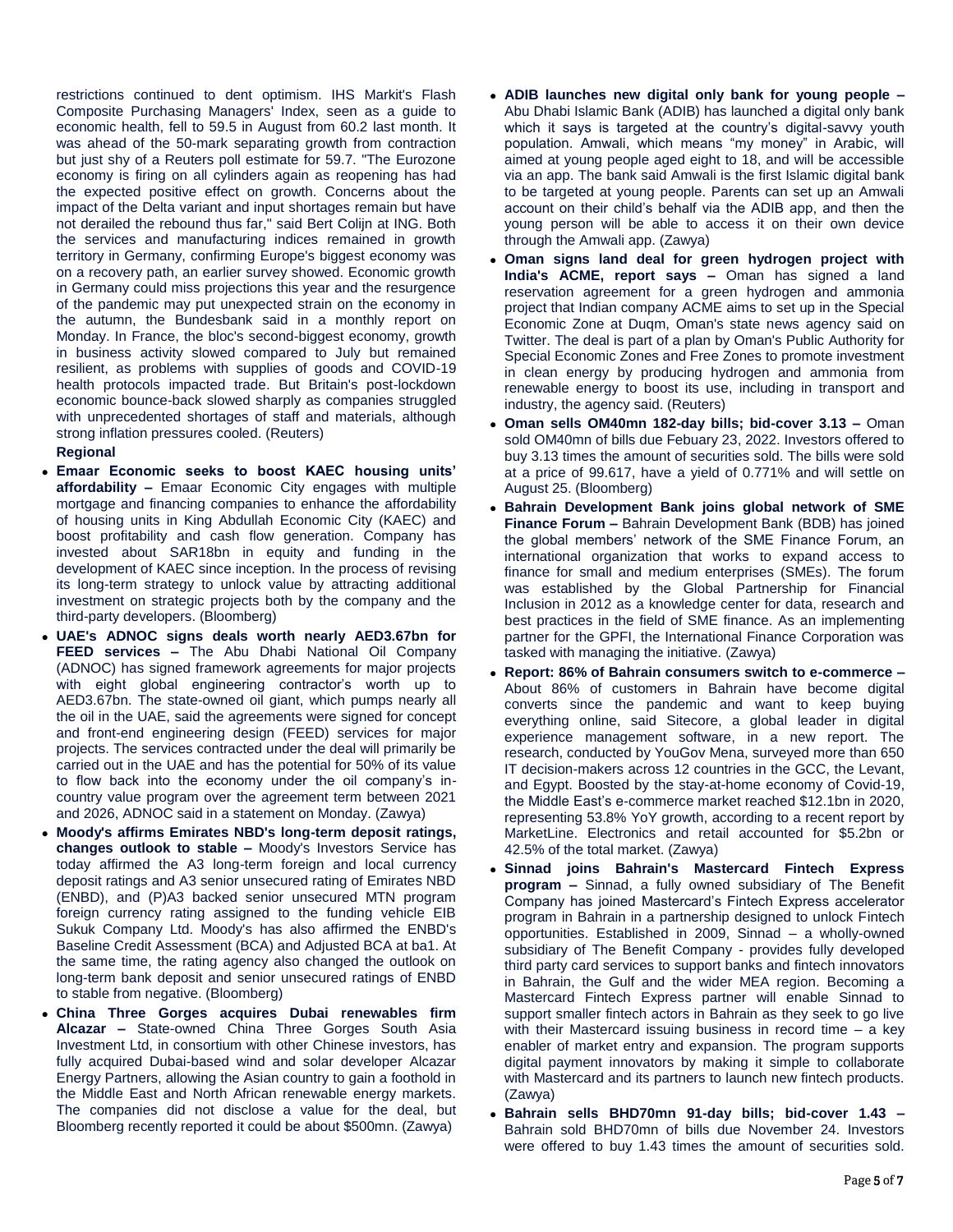restrictions continued to dent optimism. IHS Markit's Flash Composite Purchasing Managers' Index, seen as a guide to economic health, fell to 59.5 in August from 60.2 last month. It was ahead of the 50-mark separating growth from contraction but just shy of a Reuters poll estimate for 59.7. "The Eurozone economy is firing on all cylinders again as reopening has had the expected positive effect on growth. Concerns about the impact of the Delta variant and input shortages remain but have not derailed the rebound thus far," said Bert Colijn at ING. Both the services and manufacturing indices remained in growth territory in Germany, confirming Europe's biggest economy was on a recovery path, an earlier survey showed. Economic growth in Germany could miss projections this year and the resurgence of the pandemic may put unexpected strain on the economy in the autumn, the Bundesbank said in a monthly report on Monday. In France, the bloc's second-biggest economy, growth in business activity slowed compared to July but remained resilient, as problems with supplies of goods and COVID-19 health protocols impacted trade. But Britain's post-lockdown economic bounce-back slowed sharply as companies struggled with unprecedented shortages of staff and materials, although strong inflation pressures cooled. (Reuters)

**Regional**

- **Emaar Economic seeks to boost KAEC housing units' affordability –** Emaar Economic City engages with multiple mortgage and financing companies to enhance the affordability of housing units in King Abdullah Economic City (KAEC) and boost profitability and cash flow generation. Company has invested about SAR18bn in equity and funding in the development of KAEC since inception. In the process of revising its long-term strategy to unlock value by attracting additional investment on strategic projects both by the company and the third-party developers. (Bloomberg)
- **UAE's ADNOC signs deals worth nearly AED3.67bn for FEED services –** The Abu Dhabi National Oil Company (ADNOC) has signed framework agreements for major projects with eight global engineering contractor's worth up to AED3.67bn. The state-owned oil giant, which pumps nearly all the oil in the UAE, said the agreements were signed for concept and front-end engineering design (FEED) services for major projects. The services contracted under the deal will primarily be carried out in the UAE and has the potential for 50% of its value to flow back into the economy under the oil company's in-country value program over the agreement term between 2021 and 2026, ADNOC said in a statement on Monday. (Zawya)
- **Moody's affirms Emirates NBD's long-term deposit ratings, changes outlook to stable –** Moody's Investors Service has today affirmed the A3 long-term foreign and local currency deposit ratings and A3 senior unsecured rating of Emirates NBD (ENBD), and (P)A3 backed senior unsecured MTN program foreign currency rating assigned to the funding vehicle EIB Sukuk Company Ltd. Moody's has also affirmed the ENBD's Baseline Credit Assessment (BCA) and Adjusted BCA at ba1. At the same time, the rating agency also changed the outlook on long-term bank deposit and senior unsecured ratings of ENBD to stable from negative. (Bloomberg)
- **China Three Gorges acquires Dubai renewables firm Alcazar –** State-owned China Three Gorges South Asia Investment Ltd, in consortium with other Chinese investors, has fully acquired Dubai-based wind and solar developer Alcazar Energy Partners, allowing the Asian country to gain a foothold in the Middle East and North African renewable energy markets. The companies did not disclose a value for the deal, but Bloomberg recently reported it could be about $500mn. (Zawya)
- **ADIB launches new digital only bank for young people –** Abu Dhabi Islamic Bank (ADIB) has launched a digital only bank which it says is targeted at the country's digital-savvy youth population. Amwali, which means "my money" in Arabic, will aimed at young people aged eight to 18, and will be accessible via an app. The bank said Amwali is the first Islamic digital bank to be targeted at young people. Parents can set up an Amwali account on their child's behalf via the ADIB app, and then the young person will be able to access it on their own device through the Amwali app. (Zawya)
- **Oman signs land deal for green hydrogen project with India's ACME, report says –** Oman has signed a land reservation agreement for a green hydrogen and ammonia project that Indian company ACME aims to set up in the Special Economic Zone at Duqm, Oman's state news agency said on Twitter. The deal is part of a plan by Oman's Public Authority for Special Economic Zones and Free Zones to promote investment in clean energy by producing hydrogen and ammonia from renewable energy to boost its use, including in transport and industry, the agency said. (Reuters)
- **Oman sells OM40mn 182-day bills; bid-cover 3.13 –** Oman sold OM40mn of bills due Febuary 23, 2022. Investors offered to buy 3.13 times the amount of securities sold. The bills were sold at a price of 99.617, have a yield of 0.771% and will settle on August 25. (Bloomberg)
- **Bahrain Development Bank joins global network of SME Finance Forum –** Bahrain Development Bank (BDB) has joined the global members' network of the SME Finance Forum, an international organization that works to expand access to finance for small and medium enterprises (SMEs). The forum was established by the Global Partnership for Financial Inclusion in 2012 as a knowledge center for data, research and best practices in the field of SME finance. As an implementing partner for the GPFI, the International Finance Corporation was tasked with managing the initiative. (Zawya)
- **Report: 86% of Bahrain consumers switch to e-commerce –** About 86% of customers in Bahrain have become digital converts since the pandemic and want to keep buying everything online, said Sitecore, a global leader in digital experience management software, in a new report. The research, conducted by YouGov Mena, surveyed more than 650 IT decision-makers across 12 countries in the GCC, the Levant, and Egypt. Boosted by the stay-at-home economy of Covid-19, the Middle East's e-commerce market reached $12.1bn in 2020, representing 53.8% YoY growth, according to a recent report by MarketLine. Electronics and retail accounted for $5.2bn or 42.5% of the total market. (Zawya)
- **Sinnad joins Bahrain's Mastercard Fintech Express program –** Sinnad, a fully owned subsidiary of The Benefit Company has joined Mastercard's Fintech Express accelerator program in Bahrain in a partnership designed to unlock Fintech opportunities. Established in 2009, Sinnad – a wholly-owned subsidiary of The Benefit Company - provides fully developed third party card services to support banks and fintech innovators in Bahrain, the Gulf and the wider MEA region. Becoming a Mastercard Fintech Express partner will enable Sinnad to support smaller fintech actors in Bahrain as they seek to go live with their Mastercard issuing business in record time – a key enabler of market entry and expansion. The program supports digital payment innovators by making it simple to collaborate with Mastercard and its partners to launch new fintech products. (Zawya)
- **Bahrain sells BHD70mn 91-day bills; bid-cover 1.43 –** Bahrain sold BHD70mn of bills due November 24. Investors were offered to buy 1.43 times the amount of securities sold.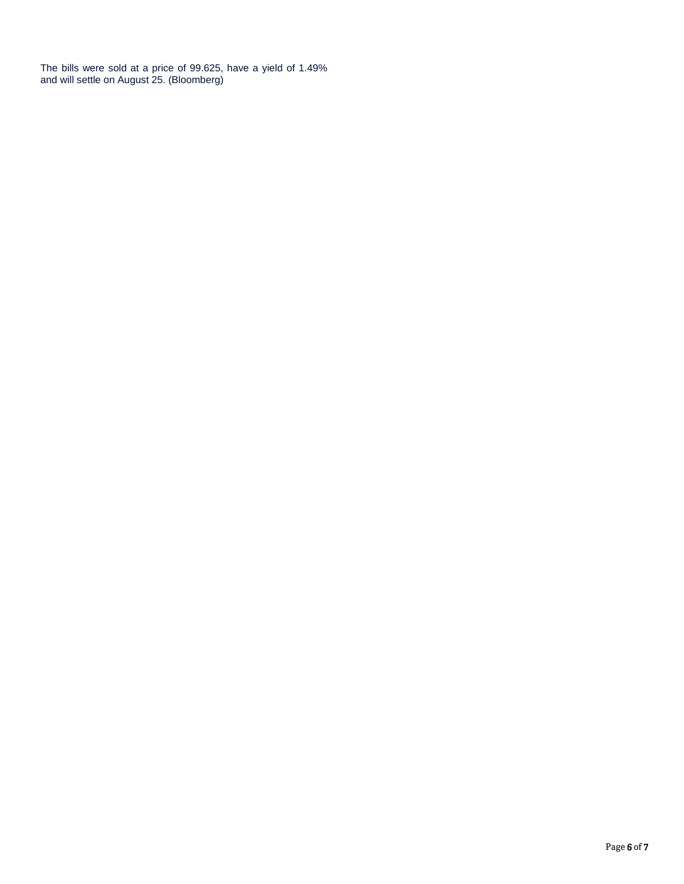The bills were sold at a price of 99.625, have a yield of 1.49% and will settle on August 25. (Bloomberg)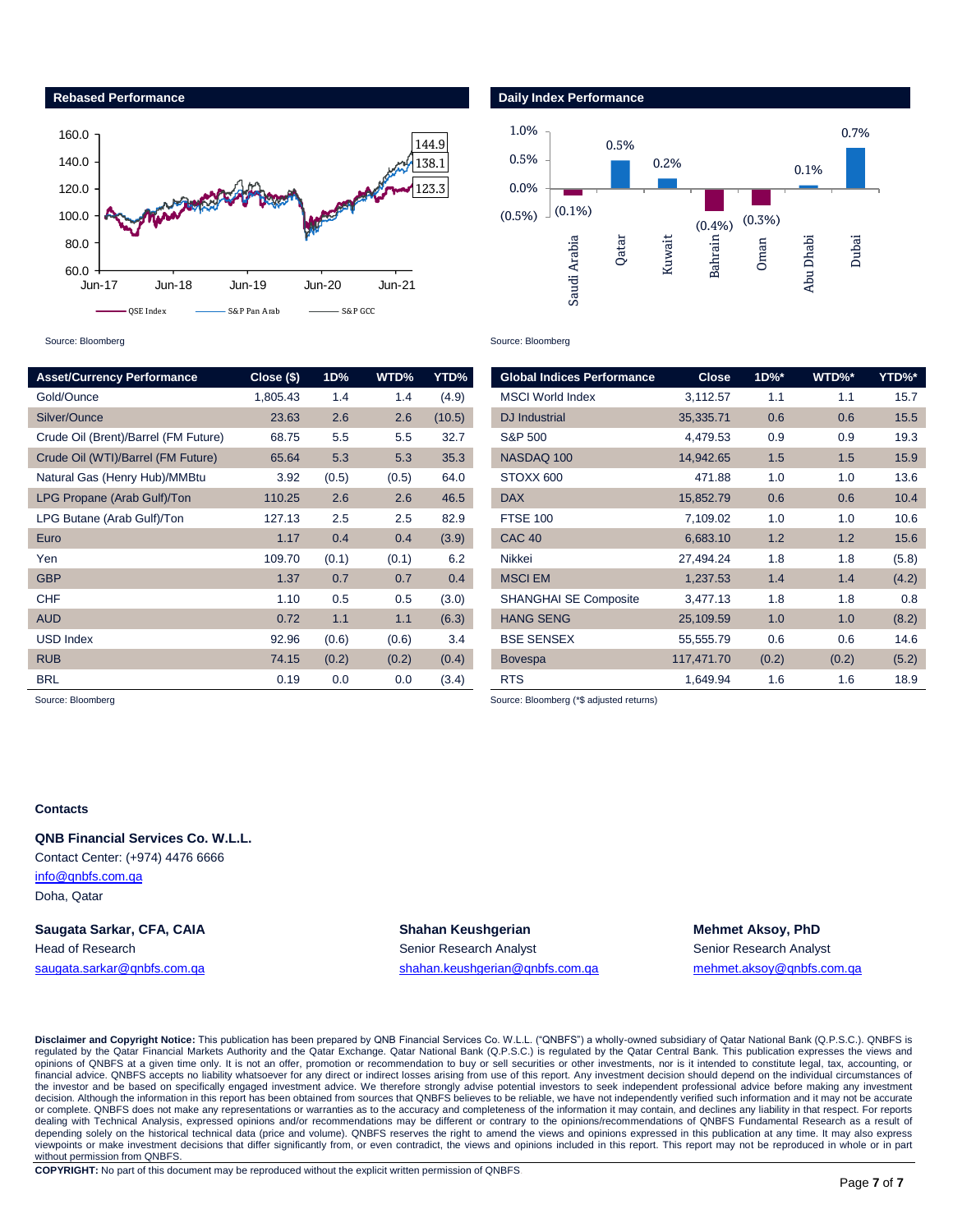## Rebased Performance

160.0
140.0
120.0
100.0
80.0
60.0

Jun-17 Jun-18 Jun-19 Jun-20 Jun-21

144.9
138.1
123.3

QSE Index — S&P Pan Arab — S&P GCC

Source: Bloomberg

## Daily Index Performance

1.0%
0.5%
0.0%
(0.5%)

Saudi Arabia (0.1%)
Qatar 0.5%
Kuwait 0.2%
Bahrain (0.4%)
Oman (0.3%)
Abu Dhabi 0.1%
Dubai 0.7%

Source: Bloomberg

| Asset/Currency Performance | Close ($) | 1D% | WTD% | YTD% |
|---|---|---|---|---|
| Gold/Ounce | 1,805.43 | 1.4 | 1.4 | (4.9) |
| Silver/Ounce | 23.63 | 2.6 | 2.6 | (10.5) |
| Crude Oil (Brent)/Barrel (FM Future) | 68.75 | 5.5 | 5.5 | 32.7 |
| Crude Oil (WTI)/Barrel (FM Future) | 65.64 | 5.3 | 5.3 | 35.3 |
| Natural Gas (Henry Hub)/MMBtu | 3.92 | (0.5) | (0.5) | 64.0 |
| LPG Propane (Arab Gulf)/Ton | 110.25 | 2.6 | 2.6 | 46.5 |
| LPG Butane (Arab Gulf)/Ton | 127.13 | 2.5 | 2.5 | 82.9 |
| Euro | 1.17 | 0.4 | 0.4 | (3.9) |
| Yen | 109.70 | (0.1) | (0.1) | 6.2 |
| GBP | 1.37 | 0.7 | 0.7 | 0.4 |
| CHF | 1.10 | 0.5 | 0.5 | (3.0) |
| AUD | 0.72 | 1.1 | 1.1 | (6.3) |
| USD Index | 92.96 | (0.6) | (0.6) | 3.4 |
| RUB | 74.15 | (0.2) | (0.2) | (0.4) |
| BRL | 0.19 | 0.0 | 0.0 | (3.4) |

Source: Bloomberg

| Global Indices Performance | Close | 1D%* | WTD%* | YTD%* |
|---|---|---|---|---|
| MSCI World Index | 3,112.57 | 1.1 | 1.1 | 15.7 |
| DJ Industrial | 35,335.71 | 0.6 | 0.6 | 15.5 |
| S&P 500 | 4,479.53 | 0.9 | 0.9 | 19.3 |
| NASDAQ 100 | 14,942.65 | 1.5 | 1.5 | 15.9 |
| STOXX 600 | 471.88 | 1.0 | 1.0 | 13.6 |
| DAX | 15,852.79 | 0.6 | 0.6 | 10.4 |
| FTSE 100 | 7,109.02 | 1.0 | 1.0 | 10.6 |
| CAC 40 | 6,683.10 | 1.2 | 1.2 | 15.6 |
| Nikkei | 27,494.24 | 1.8 | 1.8 | (5.8) |
| MSCI EM | 1,237.53 | 1.4 | 1.4 | (4.2) |
| SHANGHAI SE Composite | 3,477.13 | 1.8 | 1.8 | 0.8 |
| HANG SENG | 25,109.59 | 1.0 | 1.0 | (8.2) |
| BSE SENSEX | 55,555.79 | 0.6 | 0.6 | 14.6 |
| Bovespa | 117,471.70 | (0.2) | (0.2) | (5.2) |
| RTS | 1,649.94 | 1.6 | 1.6 | 18.9 |

Source: Bloomberg (*$ adjusted returns)

**Contacts**

**QNB Financial Services Co. W.L.L.**
Contact Center: (+974) 4476 6666
info@qnbfs.com.qa
Doha, Qatar

**Saugata Sarkar, CFA, CAIA**
Head of Research
saugata.sarkar@qnbfs.com.qa

**Shahan Keushgerian**
Senior Research Analyst
shahan.keushgerian@qnbfs.com.qa

**Mehmet Aksoy, PhD**
Senior Research Analyst
mehmet.aksoy@qnbfs.com.qa

**Disclaimer and Copyright Notice:** This publication has been prepared by QNB Financial Services Co. W.L.L. ("QNBFS") a wholly-owned subsidiary of Qatar National Bank (Q.P.S.C.). QNBFS is regulated by the Qatar Financial Markets Authority and the Qatar Exchange. Qatar National Bank (Q.P.S.C.) is regulated by the Qatar Central Bank. This publication expresses the views and opinions of QNBFS at a given time only. It is not an offer, promotion or recommendation to buy or sell securities or other investments, nor is it intended to constitute legal, tax, accounting, or financial advice. QNBFS accepts no liability whatsoever for any direct or indirect losses arising from use of this report. Any investment decision should depend on the individual circumstances of the investor and be based on specifically engaged investment advice. We therefore strongly advise potential investors to seek independent professional advice before making any investment decision. Although the information in this report has been obtained from sources that QNBFS believes to be reliable, we have not independently verified such information and it may not be accurate or complete. QNBFS does not make any representations or warranties as to the accuracy and completeness of the information it may contain, and declines any liability in that respect. For reports dealing with Technical Analysis, expressed opinions and/or recommendations may be different or contrary to the opinions/recommendations of QNBFS Fundamental Research as a result of depending solely on the historical technical data (price and volume). QNBFS reserves the right to amend the views and opinions expressed in this publication at any time. It may also express viewpoints or make investment decisions that differ significantly from, or even contradict, the views and opinions included in this report. This report may not be reproduced in whole or in part without permission from QNBFS.

**COPYRIGHT:** No part of this document may be reproduced without the explicit written permission of QNBFS.